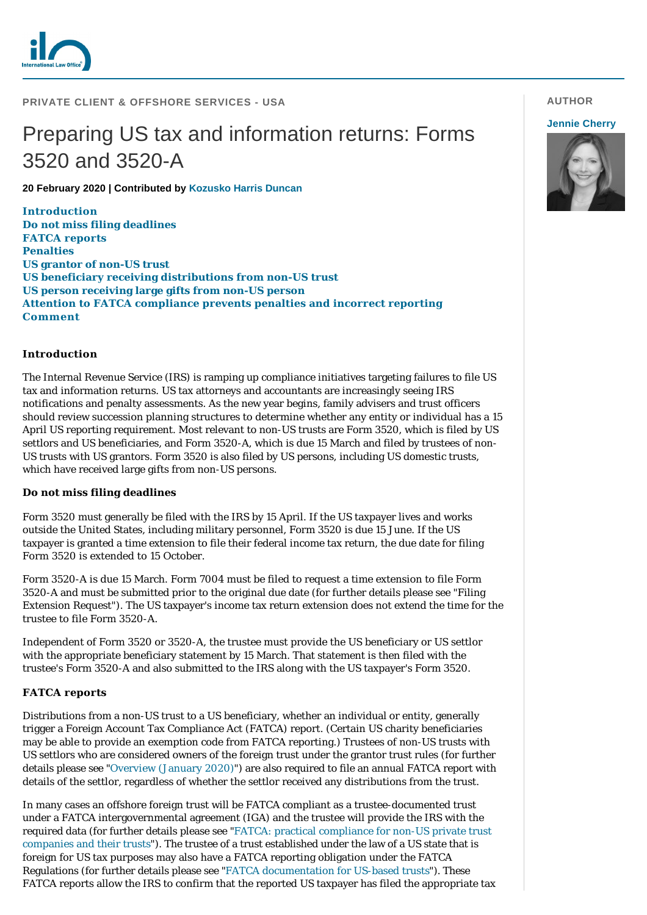PRIVATE CLIENT & OFFSHORE SERVICES - USA

# Preparing US tax and information returns: Forms 3520 and 3520-A

**20 February 2020 | Contributed by Kozusko Harris Duncan**

AUTHOR

Jennie Cherry

- Introduction
- Do not miss filing deadlines
- FATCA reports
- Penalties
- US grantor of non-US trust
- US beneficiary receiving distributions from non-US trust
- US person receiving large gifts from non-US person
- Attention to FATCA compliance prevents penalties and incorrect reporting
- Comment

## Introduction

The Internal Revenue Service (IRS) is ramping up compliance initiatives targeting failures to file US tax and information returns. US tax attorneys and accountants are increasingly seeing IRS notifications and penalty assessments. As the new year begins, family advisers and trust officers should review succession planning structures to determine whether any entity or individual has a 15 April US reporting requirement. Most relevant to non-US trusts are Form 3520, which is filed by US settlors and US beneficiaries, and Form 3520-A, which is due 15 March and filed by trustees of non-US trusts with US grantors. Form 3520 is also filed by US persons, including US domestic trusts, which have received large gifts from non-US persons.

## Do not miss filing deadlines

Form 3520 must generally be filed with the IRS by 15 April. If the US taxpayer lives and works outside the United States, including military personnel, Form 3520 is due 15 June. If the US taxpayer is granted a time extension to file their federal income tax return, the due date for filing Form 3520 is extended to 15 October.

Form 3520-A is due 15 March. Form 7004 must be filed to request a time extension to file Form 3520-A and must be submitted prior to the original due date (for further details please see "Filing Extension Request"). The US taxpayer's income tax return extension does not extend the time for the trustee to file Form 3520-A.

Independent of Form 3520 or 3520-A, the trustee must provide the US beneficiary or US settlor with the appropriate beneficiary statement by 15 March. That statement is then filed with the trustee's Form 3520-A and also submitted to the IRS along with the US taxpayer's Form 3520.

## FATCA reports

Distributions from a non-US trust to a US beneficiary, whether an individual or entity, generally trigger a Foreign Account Tax Compliance Act (FATCA) report. (Certain US charity beneficiaries may be able to provide an exemption code from FATCA reporting.) Trustees of non-US trusts with US settlors who are considered owners of the foreign trust under the grantor trust rules (for further details please see "Overview (January 2020)") are also required to file an annual FATCA report with details of the settlor, regardless of whether the settlor received any distributions from the trust.

In many cases an offshore foreign trust will be FATCA compliant as a trustee-documented trust under a FATCA intergovernmental agreement (IGA) and the trustee will provide the IRS with the required data (for further details please see "FATCA: practical compliance for non-US private trust companies and their trusts"). The trustee of a trust established under the law of a US state that is foreign for US tax purposes may also have a FATCA reporting obligation under the FATCA Regulations (for further details please see "FATCA documentation for US-based trusts"). These FATCA reports allow the IRS to confirm that the reported US taxpayer has filed the appropriate tax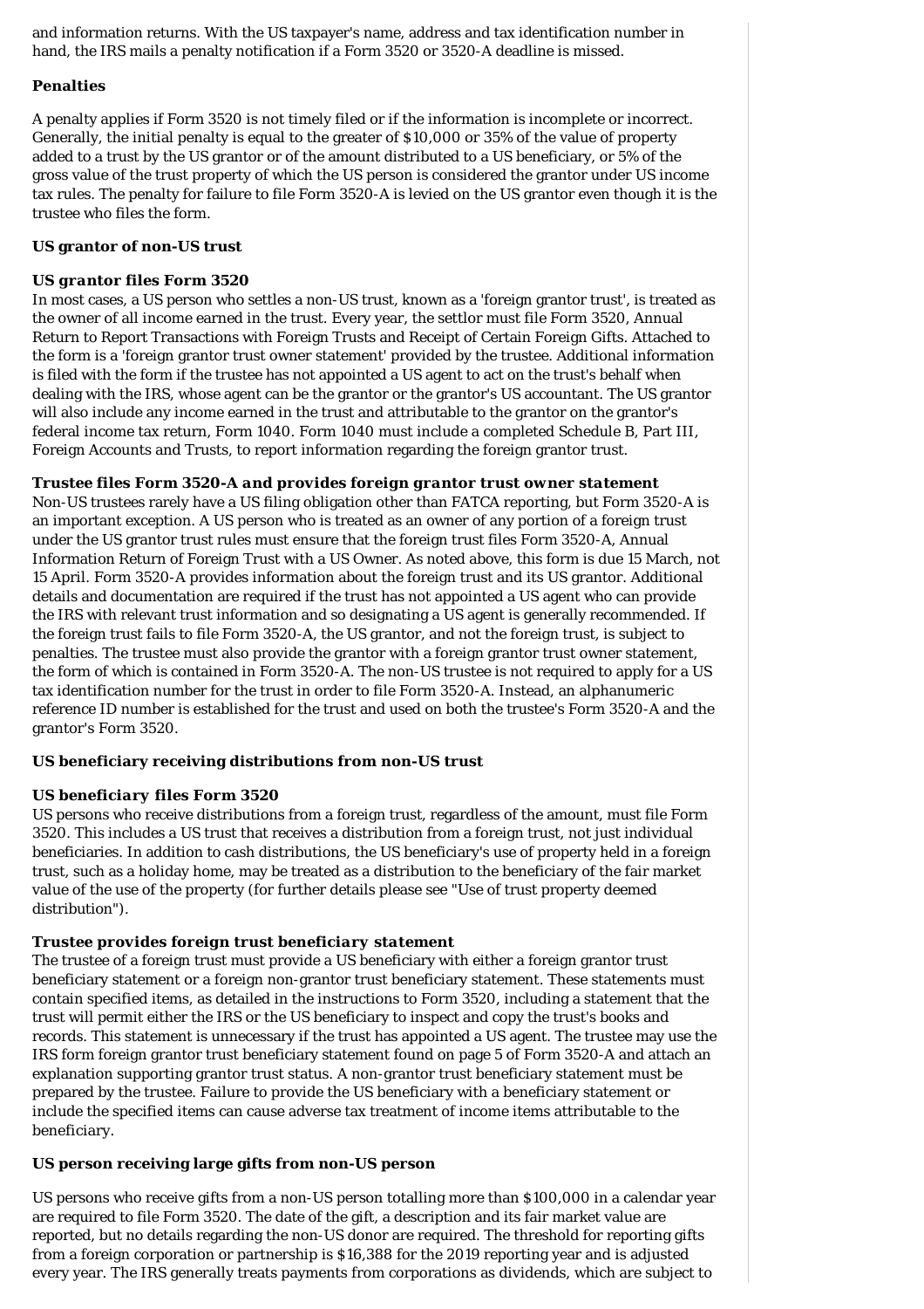and information returns. With the US taxpayer's name, address and tax identification number in hand, the IRS mails a penalty notification if a Form 3520 or 3520-A deadline is missed.

## Penalties

A penalty applies if Form 3520 is not timely filed or if the information is incomplete or incorrect. Generally, the initial penalty is equal to the greater of $10,000 or 35% of the value of property added to a trust by the US grantor or of the amount distributed to a US beneficiary, or 5% of the gross value of the trust property of which the US person is considered the grantor under US income tax rules. The penalty for failure to file Form 3520-A is levied on the US grantor even though it is the trustee who files the form.

## US grantor of non-US trust

### *US grantor files Form 3520*

In most cases, a US person who settles a non-US trust, known as a 'foreign grantor trust', is treated as the owner of all income earned in the trust. Every year, the settlor must file Form 3520, Annual Return to Report Transactions with Foreign Trusts and Receipt of Certain Foreign Gifts. Attached to the form is a 'foreign grantor trust owner statement' provided by the trustee. Additional information is filed with the form if the trustee has not appointed a US agent to act on the trust's behalf when dealing with the IRS, whose agent can be the grantor or the grantor's US accountant. The US grantor will also include any income earned in the trust and attributable to the grantor on the grantor's federal income tax return, Form 1040. Form 1040 must include a completed Schedule B, Part III, Foreign Accounts and Trusts, to report information regarding the foreign grantor trust.

### *Trustee files Form 3520-A and provides foreign grantor trust owner statement*

Non-US trustees rarely have a US filing obligation other than FATCA reporting, but Form 3520-A is an important exception. A US person who is treated as an owner of any portion of a foreign trust under the US grantor trust rules must ensure that the foreign trust files Form 3520-A, Annual Information Return of Foreign Trust with a US Owner. As noted above, this form is due 15 March, not 15 April. Form 3520-A provides information about the foreign trust and its US grantor. Additional details and documentation are required if the trust has not appointed a US agent who can provide the IRS with relevant trust information and so designating a US agent is generally recommended. If the foreign trust fails to file Form 3520-A, the US grantor, and not the foreign trust, is subject to penalties. The trustee must also provide the grantor with a foreign grantor trust owner statement, the form of which is contained in Form 3520-A. The non-US trustee is not required to apply for a US tax identification number for the trust in order to file Form 3520-A. Instead, an alphanumeric reference ID number is established for the trust and used on both the trustee's Form 3520-A and the grantor's Form 3520.

## US beneficiary receiving distributions from non-US trust

### *US beneficiary files Form 3520*

US persons who receive distributions from a foreign trust, regardless of the amount, must file Form 3520. This includes a US trust that receives a distribution from a foreign trust, not just individual beneficiaries. In addition to cash distributions, the US beneficiary's use of property held in a foreign trust, such as a holiday home, may be treated as a distribution to the beneficiary of the fair market value of the use of the property (for further details please see "Use of trust property deemed distribution").

### *Trustee provides foreign trust beneficiary statement*

The trustee of a foreign trust must provide a US beneficiary with either a foreign grantor trust beneficiary statement or a foreign non-grantor trust beneficiary statement. These statements must contain specified items, as detailed in the instructions to Form 3520, including a statement that the trust will permit either the IRS or the US beneficiary to inspect and copy the trust's books and records. This statement is unnecessary if the trust has appointed a US agent. The trustee may use the IRS form foreign grantor trust beneficiary statement found on page 5 of Form 3520-A and attach an explanation supporting grantor trust status. A non-grantor trust beneficiary statement must be prepared by the trustee. Failure to provide the US beneficiary with a beneficiary statement or include the specified items can cause adverse tax treatment of income items attributable to the beneficiary.

## US person receiving large gifts from non-US person

US persons who receive gifts from a non-US person totalling more than $100,000 in a calendar year are required to file Form 3520. The date of the gift, a description and its fair market value are reported, but no details regarding the non-US donor are required. The threshold for reporting gifts from a foreign corporation or partnership is $16,388 for the 2019 reporting year and is adjusted every year. The IRS generally treats payments from corporations as dividends, which are subject to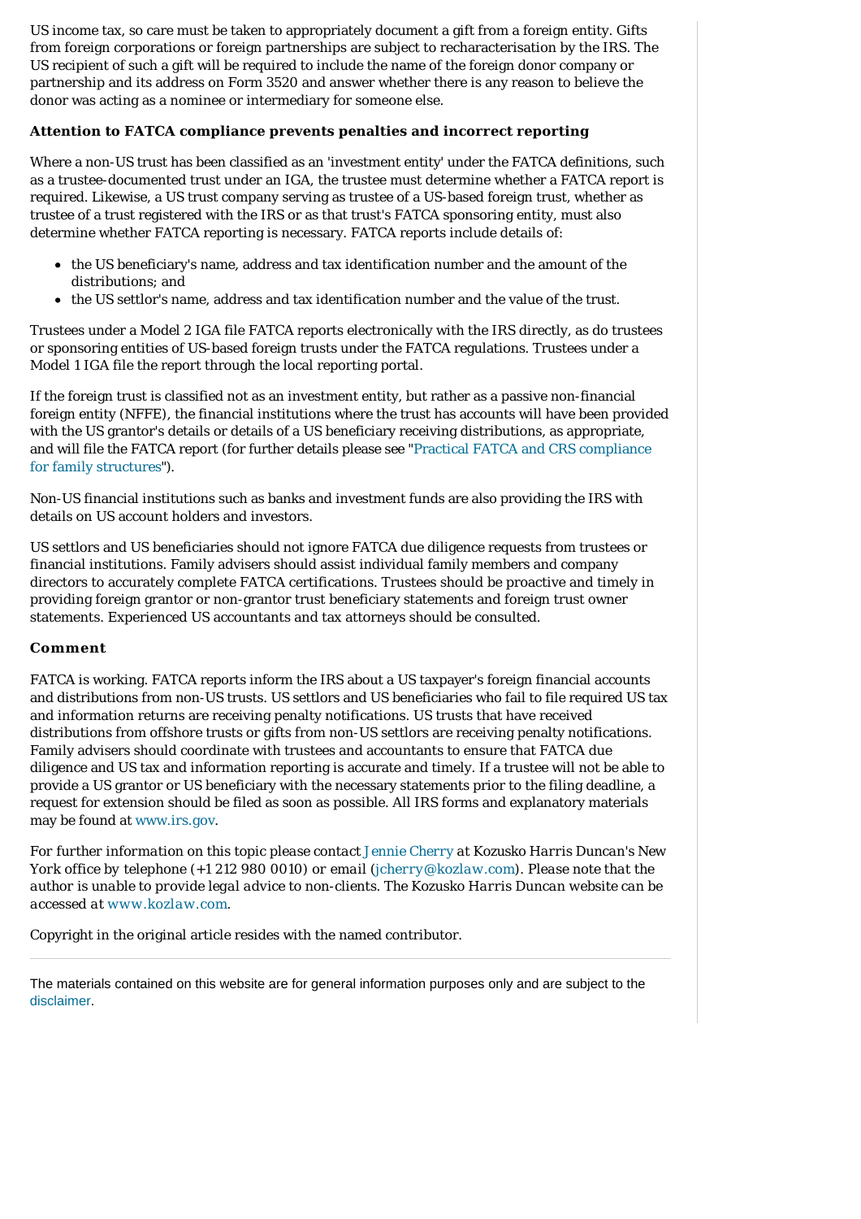US income tax, so care must be taken to appropriately document a gift from a foreign entity. Gifts from foreign corporations or foreign partnerships are subject to recharacterisation by the IRS. The US recipient of such a gift will be required to include the name of the foreign donor company or partnership and its address on Form 3520 and answer whether there is any reason to believe the donor was acting as a nominee or intermediary for someone else.

**Attention to FATCA compliance prevents penalties and incorrect reporting**

Where a non-US trust has been classified as an 'investment entity' under the FATCA definitions, such as a trustee-documented trust under an IGA, the trustee must determine whether a FATCA report is required. Likewise, a US trust company serving as trustee of a US-based foreign trust, whether as trustee of a trust registered with the IRS or as that trust's FATCA sponsoring entity, must also determine whether FATCA reporting is necessary. FATCA reports include details of:

- the US beneficiary's name, address and tax identification number and the amount of the distributions; and
- the US settlor's name, address and tax identification number and the value of the trust.

Trustees under a Model 2 IGA file FATCA reports electronically with the IRS directly, as do trustees or sponsoring entities of US-based foreign trusts under the FATCA regulations. Trustees under a Model 1 IGA file the report through the local reporting portal.

If the foreign trust is classified not as an investment entity, but rather as a passive non-financial foreign entity (NFFE), the financial institutions where the trust has accounts will have been provided with the US grantor's details or details of a US beneficiary receiving distributions, as appropriate, and will file the FATCA report (for further details please see "Practical FATCA and CRS compliance for family structures").

Non-US financial institutions such as banks and investment funds are also providing the IRS with details on US account holders and investors.

US settlors and US beneficiaries should not ignore FATCA due diligence requests from trustees or financial institutions. Family advisers should assist individual family members and company directors to accurately complete FATCA certifications. Trustees should be proactive and timely in providing foreign grantor or non-grantor trust beneficiary statements and foreign trust owner statements. Experienced US accountants and tax attorneys should be consulted.

**Comment**

FATCA is working. FATCA reports inform the IRS about a US taxpayer's foreign financial accounts and distributions from non-US trusts. US settlors and US beneficiaries who fail to file required US tax and information returns are receiving penalty notifications. US trusts that have received distributions from offshore trusts or gifts from non-US settlors are receiving penalty notifications. Family advisers should coordinate with trustees and accountants to ensure that FATCA due diligence and US tax and information reporting is accurate and timely. If a trustee will not be able to provide a US grantor or US beneficiary with the necessary statements prior to the filing deadline, a request for extension should be filed as soon as possible. All IRS forms and explanatory materials may be found at www.irs.gov.

*For further information on this topic please contact Jennie Cherry at Kozusko Harris Duncan's New York office by telephone (+1 212 980 0010) or email (jcherry@kozlaw.com). Please note that the author is unable to provide legal advice to non-clients. The Kozusko Harris Duncan website can be accessed at www.kozlaw.com.*

Copyright in the original article resides with the named contributor.

---

The materials contained on this website are for general information purposes only and are subject to the disclaimer.